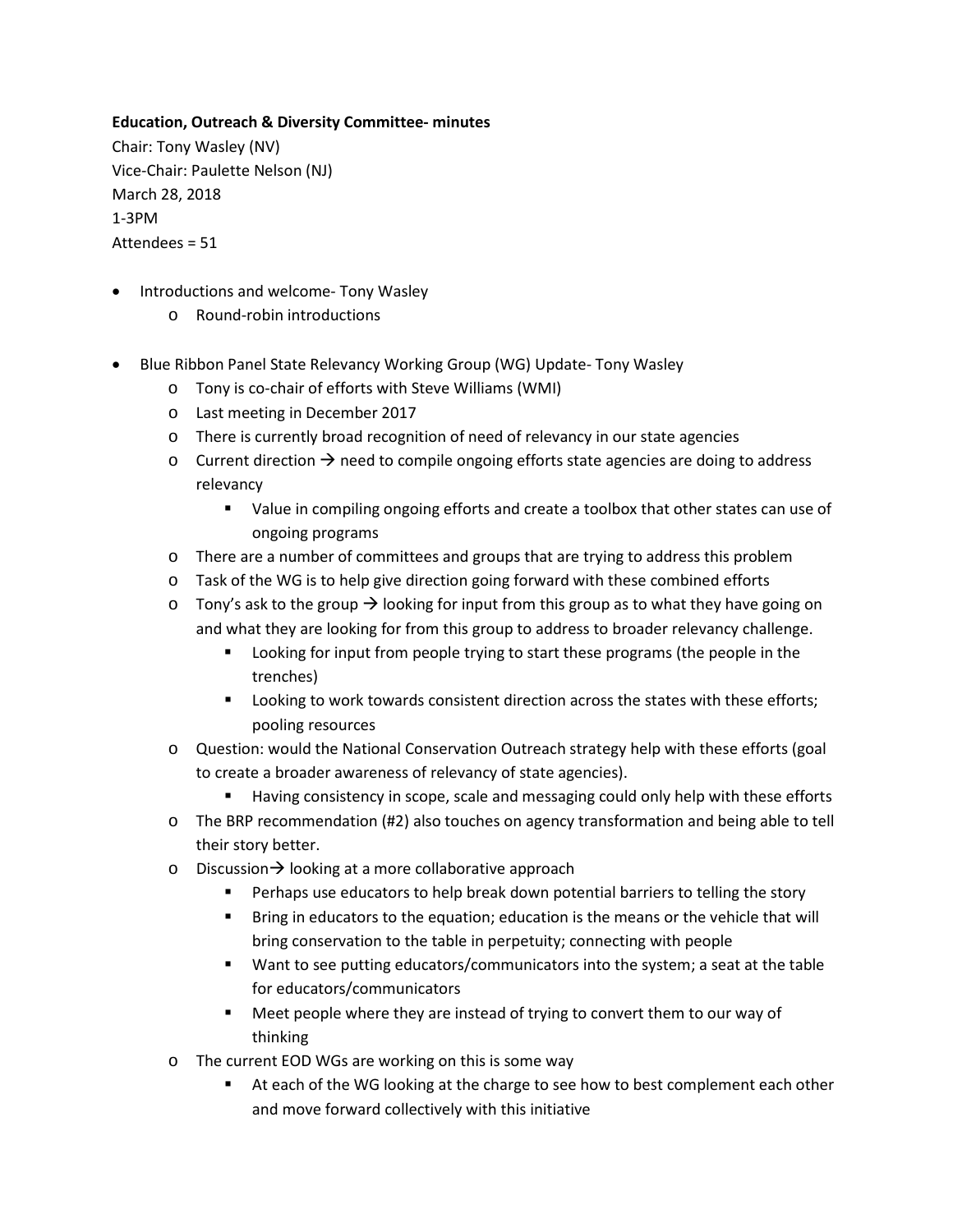**Education, Outreach & Diversity Committee- minutes**

Chair: Tony Wasley (NV)
Vice-Chair: Paulette Nelson (NJ)
March 28, 2018
1-3PM
Attendees = 51

- Introductions and welcome- Tony Wasley
  - Round-robin introductions

- Blue Ribbon Panel State Relevancy Working Group (WG) Update- Tony Wasley
  - Tony is co-chair of efforts with Steve Williams (WMI)
  - Last meeting in December 2017
  - There is currently broad recognition of need of relevancy in our state agencies
  - Current direction → need to compile ongoing efforts state agencies are doing to address relevancy
    - Value in compiling ongoing efforts and create a toolbox that other states can use of ongoing programs
  - There are a number of committees and groups that are trying to address this problem
  - Task of the WG is to help give direction going forward with these combined efforts
  - Tony's ask to the group → looking for input from this group as to what they have going on and what they are looking for from this group to address to broader relevancy challenge.
    - Looking for input from people trying to start these programs (the people in the trenches)
    - Looking to work towards consistent direction across the states with these efforts; pooling resources
  - Question: would the National Conservation Outreach strategy help with these efforts (goal to create a broader awareness of relevancy of state agencies).
    - Having consistency in scope, scale and messaging could only help with these efforts
  - The BRP recommendation (#2) also touches on agency transformation and being able to tell their story better.
  - Discussion→ looking at a more collaborative approach
    - Perhaps use educators to help break down potential barriers to telling the story
    - Bring in educators to the equation; education is the means or the vehicle that will bring conservation to the table in perpetuity; connecting with people
    - Want to see putting educators/communicators into the system; a seat at the table for educators/communicators
    - Meet people where they are instead of trying to convert them to our way of thinking
  - The current EOD WGs are working on this is some way
    - At each of the WG looking at the charge to see how to best complement each other and move forward collectively with this initiative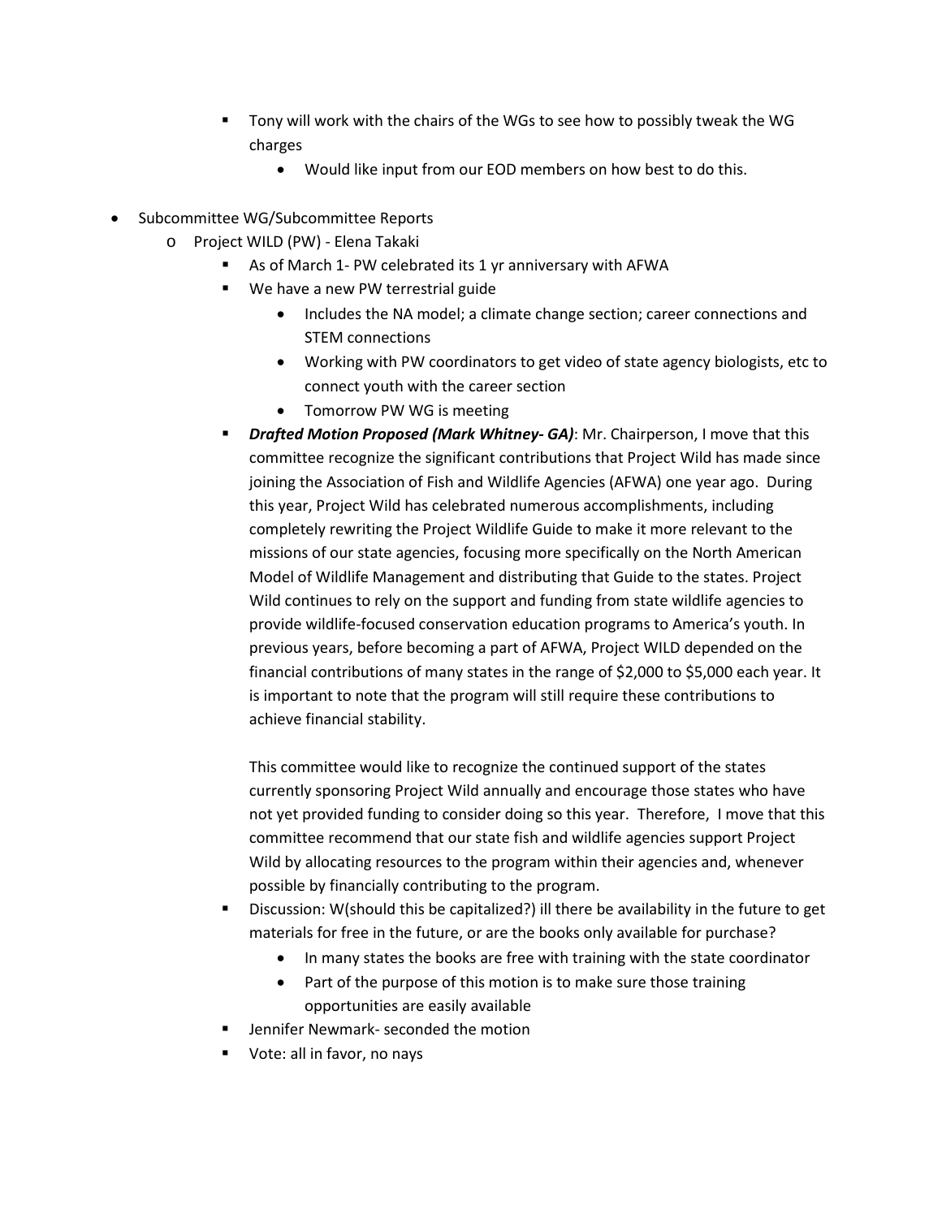- Tony will work with the chairs of the WGs to see how to possibly tweak the WG charges
  - Would like input from our EOD members on how best to do this.

- Subcommittee WG/Subcommittee Reports
  - Project WILD (PW) - Elena Takaki
    - As of March 1- PW celebrated its 1 yr anniversary with AFWA
    - We have a new PW terrestrial guide
      - Includes the NA model; a climate change section; career connections and STEM connections
      - Working with PW coordinators to get video of state agency biologists, etc to connect youth with the career section
      - Tomorrow PW WG is meeting
    - ***Drafted Motion Proposed (Mark Whitney- GA)***: Mr. Chairperson, I move that this committee recognize the significant contributions that Project Wild has made since joining the Association of Fish and Wildlife Agencies (AFWA) one year ago. During this year, Project Wild has celebrated numerous accomplishments, including completely rewriting the Project Wildlife Guide to make it more relevant to the missions of our state agencies, focusing more specifically on the North American Model of Wildlife Management and distributing that Guide to the states. Project Wild continues to rely on the support and funding from state wildlife agencies to provide wildlife-focused conservation education programs to America's youth. In previous years, before becoming a part of AFWA, Project WILD depended on the financial contributions of many states in the range of $2,000 to $5,000 each year. It is important to note that the program will still require these contributions to achieve financial stability.

      This committee would like to recognize the continued support of the states currently sponsoring Project Wild annually and encourage those states who have not yet provided funding to consider doing so this year. Therefore, I move that this committee recommend that our state fish and wildlife agencies support Project Wild by allocating resources to the program within their agencies and, whenever possible by financially contributing to the program.
    - Discussion: W(should this be capitalized?) ill there be availability in the future to get materials for free in the future, or are the books only available for purchase?
      - In many states the books are free with training with the state coordinator
      - Part of the purpose of this motion is to make sure those training opportunities are easily available
    - Jennifer Newmark- seconded the motion
    - Vote: all in favor, no nays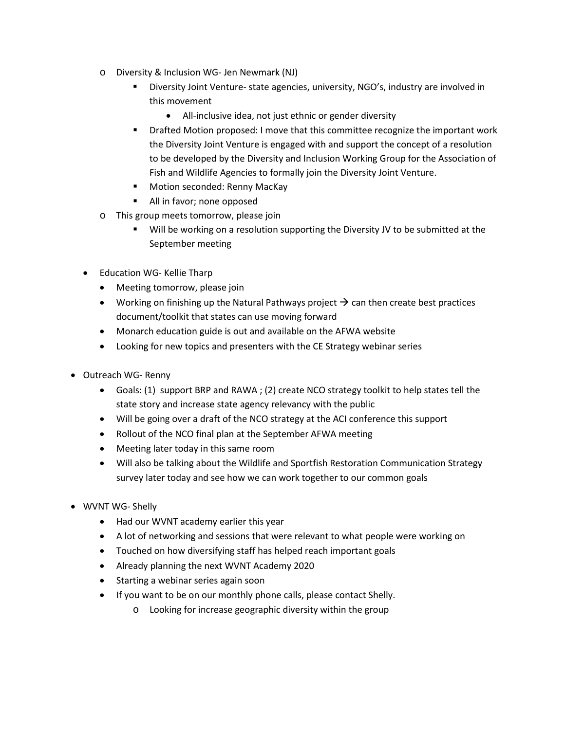- Diversity & Inclusion WG- Jen Newmark (NJ)
      - Diversity Joint Venture- state agencies, university, NGO's, industry are involved in this movement
        - All-inclusive idea, not just ethnic or gender diversity
      - Drafted Motion proposed: I move that this committee recognize the important work the Diversity Joint Venture is engaged with and support the concept of a resolution to be developed by the Diversity and Inclusion Working Group for the Association of Fish and Wildlife Agencies to formally join the Diversity Joint Venture.
      - Motion seconded: Renny MacKay
      - All in favor; none opposed
    - This group meets tomorrow, please join
      - Will be working on a resolution supporting the Diversity JV to be submitted at the September meeting

  - Education WG- Kellie Tharp
    - Meeting tomorrow, please join
    - Working on finishing up the Natural Pathways project → can then create best practices document/toolkit that states can use moving forward
    - Monarch education guide is out and available on the AFWA website
    - Looking for new topics and presenters with the CE Strategy webinar series

- Outreach WG- Renny
  - Goals: (1) support BRP and RAWA ; (2) create NCO strategy toolkit to help states tell the state story and increase state agency relevancy with the public
  - Will be going over a draft of the NCO strategy at the ACI conference this support
  - Rollout of the NCO final plan at the September AFWA meeting
  - Meeting later today in this same room
  - Will also be talking about the Wildlife and Sportfish Restoration Communication Strategy survey later today and see how we can work together to our common goals

- WVNT WG- Shelly
  - Had our WVNT academy earlier this year
  - A lot of networking and sessions that were relevant to what people were working on
  - Touched on how diversifying staff has helped reach important goals
  - Already planning the next WVNT Academy 2020
  - Starting a webinar series again soon
  - If you want to be on our monthly phone calls, please contact Shelly.
    - Looking for increase geographic diversity within the group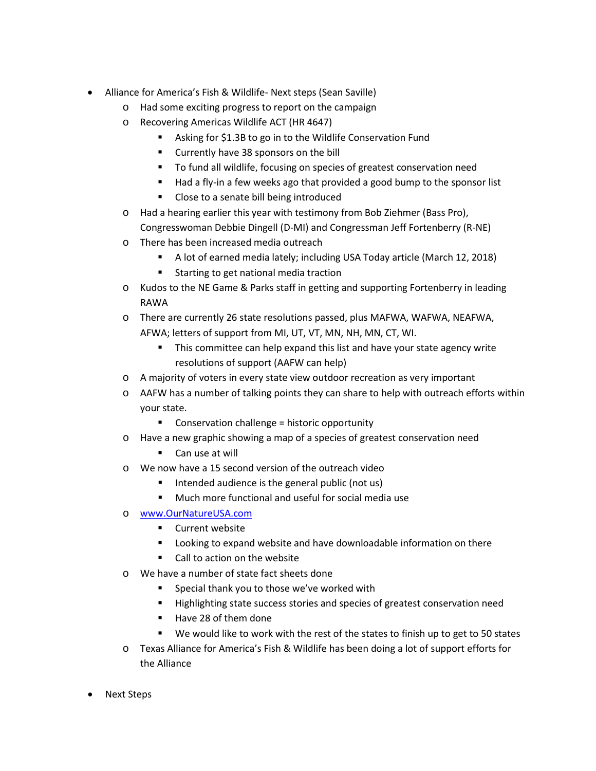- Alliance for America's Fish & Wildlife- Next steps (Sean Saville)
  - Had some exciting progress to report on the campaign
  - Recovering Americas Wildlife ACT (HR 4647)
    - Asking for $1.3B to go in to the Wildlife Conservation Fund
    - Currently have 38 sponsors on the bill
    - To fund all wildlife, focusing on species of greatest conservation need
    - Had a fly-in a few weeks ago that provided a good bump to the sponsor list
    - Close to a senate bill being introduced
  - Had a hearing earlier this year with testimony from Bob Ziehmer (Bass Pro), Congresswoman Debbie Dingell (D-MI) and Congressman Jeff Fortenberry (R-NE)
  - There has been increased media outreach
    - A lot of earned media lately; including USA Today article (March 12, 2018)
    - Starting to get national media traction
  - Kudos to the NE Game & Parks staff in getting and supporting Fortenberry in leading RAWA
  - There are currently 26 state resolutions passed, plus MAFWA, WAFWA, NEAFWA, AFWA; letters of support from MI, UT, VT, MN, NH, MN, CT, WI.
    - This committee can help expand this list and have your state agency write resolutions of support (AAFW can help)
  - A majority of voters in every state view outdoor recreation as very important
  - AAFW has a number of talking points they can share to help with outreach efforts within your state.
    - Conservation challenge = historic opportunity
  - Have a new graphic showing a map of a species of greatest conservation need
    - Can use at will
  - We now have a 15 second version of the outreach video
    - Intended audience is the general public (not us)
    - Much more functional and useful for social media use
  - [www.OurNatureUSA.com](http://www.OurNatureUSA.com)
    - Current website
    - Looking to expand website and have downloadable information on there
    - Call to action on the website
  - We have a number of state fact sheets done
    - Special thank you to those we've worked with
    - Highlighting state success stories and species of greatest conservation need
    - Have 28 of them done
    - We would like to work with the rest of the states to finish up to get to 50 states
  - Texas Alliance for America's Fish & Wildlife has been doing a lot of support efforts for the Alliance

- Next Steps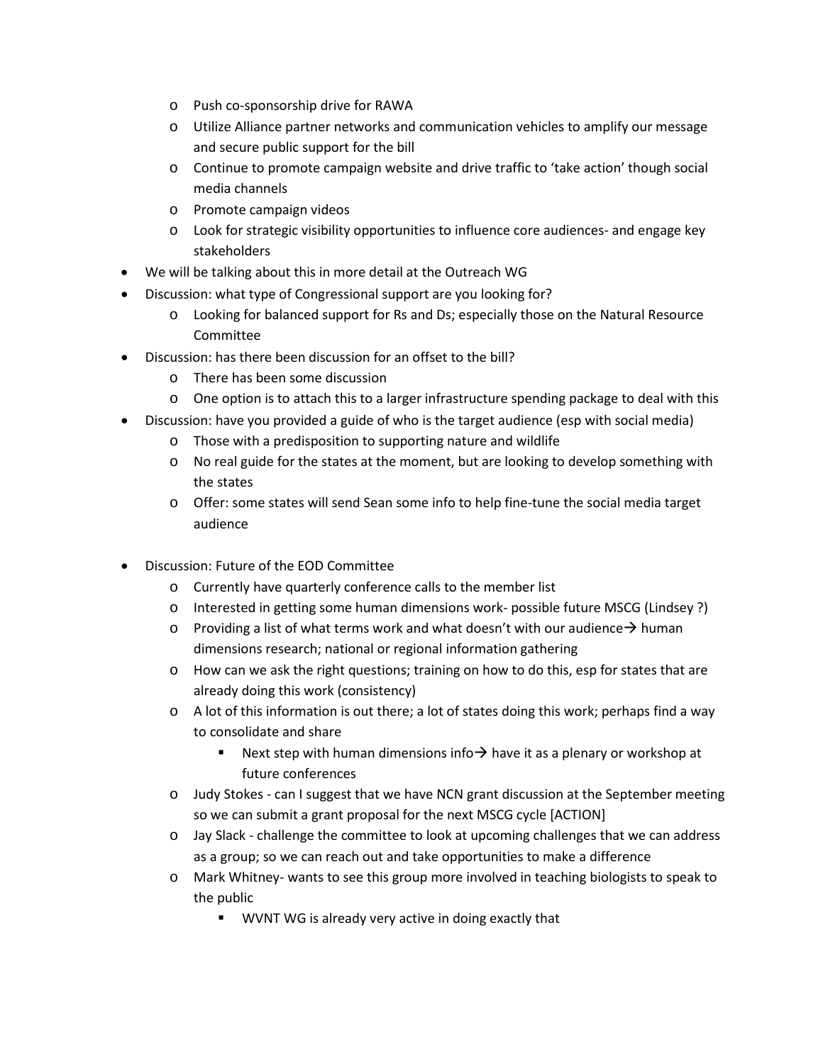- Push co-sponsorship drive for RAWA
    - Utilize Alliance partner networks and communication vehicles to amplify our message and secure public support for the bill
    - Continue to promote campaign website and drive traffic to 'take action' though social media channels
    - Promote campaign videos
    - Look for strategic visibility opportunities to influence core audiences- and engage key stakeholders
- We will be talking about this in more detail at the Outreach WG
- Discussion: what type of Congressional support are you looking for?
    - Looking for balanced support for Rs and Ds; especially those on the Natural Resource Committee
- Discussion: has there been discussion for an offset to the bill?
    - There has been some discussion
    - One option is to attach this to a larger infrastructure spending package to deal with this
- Discussion: have you provided a guide of who is the target audience (esp with social media)
    - Those with a predisposition to supporting nature and wildlife
    - No real guide for the states at the moment, but are looking to develop something with the states
    - Offer: some states will send Sean some info to help fine-tune the social media target audience

- Discussion: Future of the EOD Committee
    - Currently have quarterly conference calls to the member list
    - Interested in getting some human dimensions work- possible future MSCG (Lindsey ?)
    - Providing a list of what terms work and what doesn't with our audience→ human dimensions research; national or regional information gathering
    - How can we ask the right questions; training on how to do this, esp for states that are already doing this work (consistency)
    - A lot of this information is out there; a lot of states doing this work; perhaps find a way to consolidate and share
        - Next step with human dimensions info→ have it as a plenary or workshop at future conferences
    - Judy Stokes - can I suggest that we have NCN grant discussion at the September meeting so we can submit a grant proposal for the next MSCG cycle [ACTION]
    - Jay Slack - challenge the committee to look at upcoming challenges that we can address as a group; so we can reach out and take opportunities to make a difference
    - Mark Whitney- wants to see this group more involved in teaching biologists to speak to the public
        - WVNT WG is already very active in doing exactly that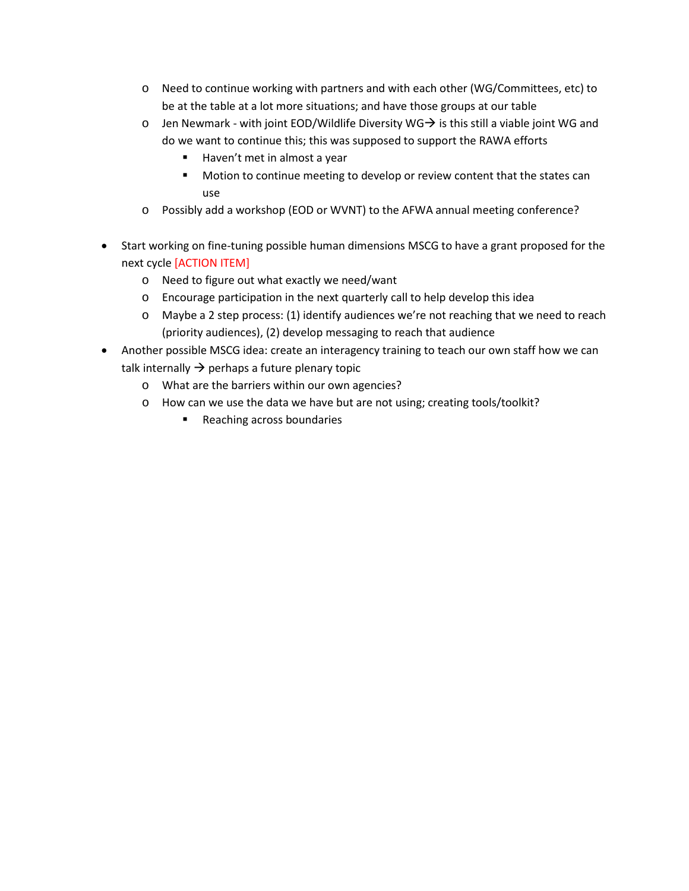- Need to continue working with partners and with each other (WG/Committees, etc) to be at the table at a lot more situations; and have those groups at our table
    - Jen Newmark - with joint EOD/Wildlife Diversity WG→ is this still a viable joint WG and do we want to continue this; this was supposed to support the RAWA efforts
        - Haven't met in almost a year
        - Motion to continue meeting to develop or review content that the states can use
    - Possibly add a workshop (EOD or WVNT) to the AFWA annual meeting conference?

- Start working on fine-tuning possible human dimensions MSCG to have a grant proposed for the next cycle [ACTION ITEM]
    - Need to figure out what exactly we need/want
    - Encourage participation in the next quarterly call to help develop this idea
    - Maybe a 2 step process: (1) identify audiences we're not reaching that we need to reach (priority audiences), (2) develop messaging to reach that audience
- Another possible MSCG idea: create an interagency training to teach our own staff how we can talk internally → perhaps a future plenary topic
    - What are the barriers within our own agencies?
    - How can we use the data we have but are not using; creating tools/toolkit?
        - Reaching across boundaries